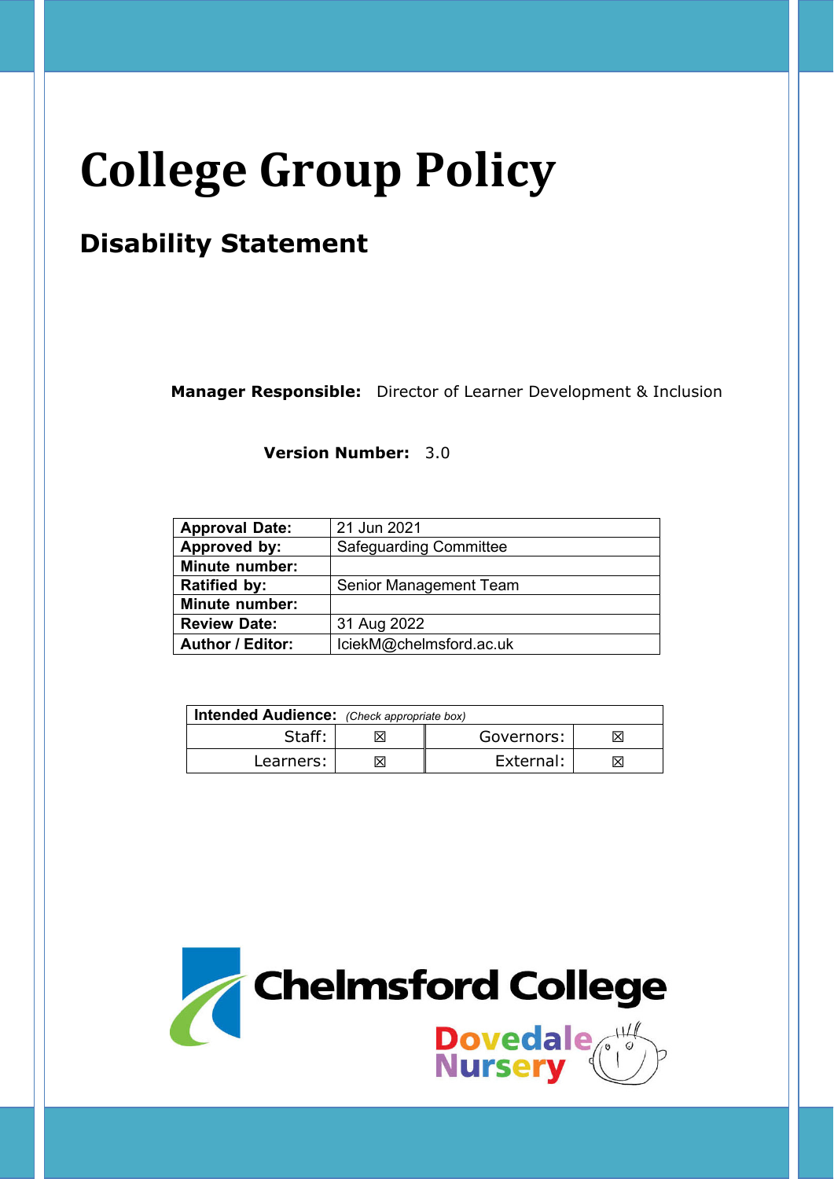# College Group Policy

## Disability Statement

**Manager Responsible:** Director of Learner Development & Inclusion

**Version Number:** 3.0

| | |
|---|---|
| **Approval Date:** | 21 Jun 2021 |
| **Approved by:** | Safeguarding Committee |
| **Minute number:** | |
| **Ratified by:** | Senior Management Team |
| **Minute number:** | |
| **Review Date:** | 31 Aug 2022 |
| **Author / Editor:** | IciekM@chelmsford.ac.uk |

| **Intended Audience:** *(Check appropriate box)* | | | |
|---|---|---|---|
| Staff: | ☒ | Governors: | ☒ |
| Learners: | ☒ | External: | ☒ |

Chelmsford College

Dovedale Nursery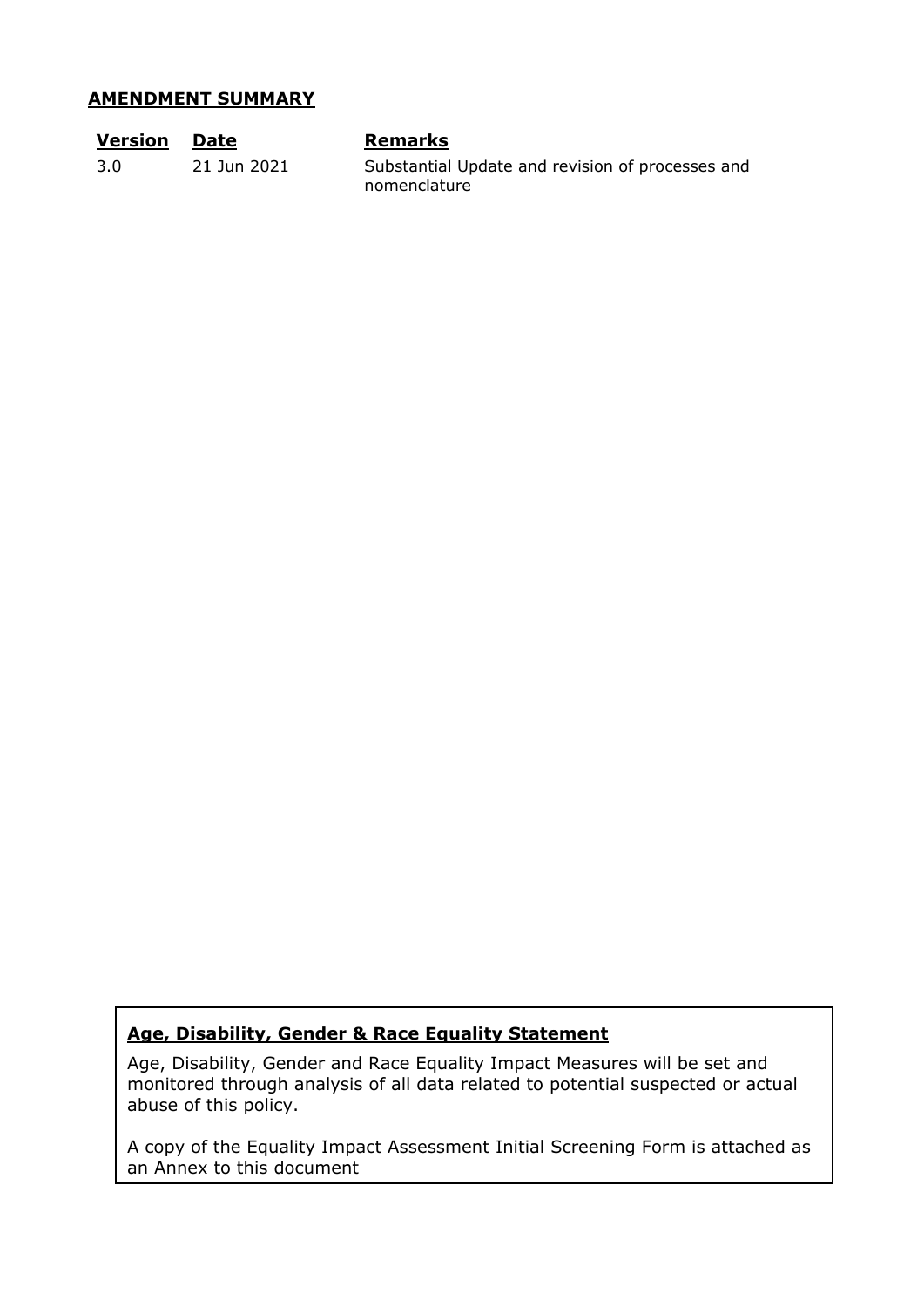## AMENDMENT SUMMARY

| Version | Date | Remarks |
|---|---|---|
| 3.0 | 21 Jun 2021 | Substantial Update and revision of processes and nomenclature |

**Age, Disability, Gender & Race Equality Statement**

Age, Disability, Gender and Race Equality Impact Measures will be set and monitored through analysis of all data related to potential suspected or actual abuse of this policy.

A copy of the Equality Impact Assessment Initial Screening Form is attached as an Annex to this document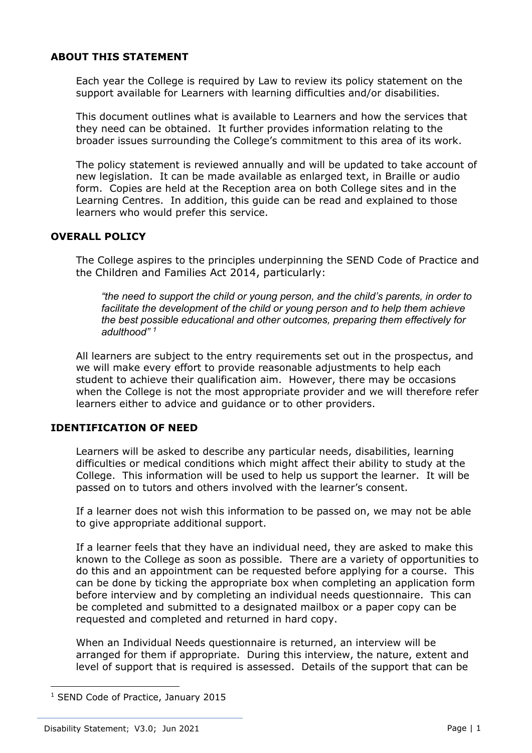## ABOUT THIS STATEMENT

Each year the College is required by Law to review its policy statement on the support available for Learners with learning difficulties and/or disabilities.

This document outlines what is available to Learners and how the services that they need can be obtained. It further provides information relating to the broader issues surrounding the College's commitment to this area of its work.

The policy statement is reviewed annually and will be updated to take account of new legislation. It can be made available as enlarged text, in Braille or audio form. Copies are held at the Reception area on both College sites and in the Learning Centres. In addition, this guide can be read and explained to those learners who would prefer this service.

## OVERALL POLICY

The College aspires to the principles underpinning the SEND Code of Practice and the Children and Families Act 2014, particularly:

> *"the need to support the child or young person, and the child's parents, in order to facilitate the development of the child or young person and to help them achieve the best possible educational and other outcomes, preparing them effectively for adulthood"* [1]

All learners are subject to the entry requirements set out in the prospectus, and we will make every effort to provide reasonable adjustments to help each student to achieve their qualification aim. However, there may be occasions when the College is not the most appropriate provider and we will therefore refer learners either to advice and guidance or to other providers.

## IDENTIFICATION OF NEED

Learners will be asked to describe any particular needs, disabilities, learning difficulties or medical conditions which might affect their ability to study at the College. This information will be used to help us support the learner. It will be passed on to tutors and others involved with the learner's consent.

If a learner does not wish this information to be passed on, we may not be able to give appropriate additional support.

If a learner feels that they have an individual need, they are asked to make this known to the College as soon as possible. There are a variety of opportunities to do this and an appointment can be requested before applying for a course. This can be done by ticking the appropriate box when completing an application form before interview and by completing an individual needs questionnaire. This can be completed and submitted to a designated mailbox or a paper copy can be requested and completed and returned in hard copy.

When an Individual Needs questionnaire is returned, an interview will be arranged for them if appropriate. During this interview, the nature, extent and level of support that is required is assessed. Details of the support that can be

[1] SEND Code of Practice, January 2015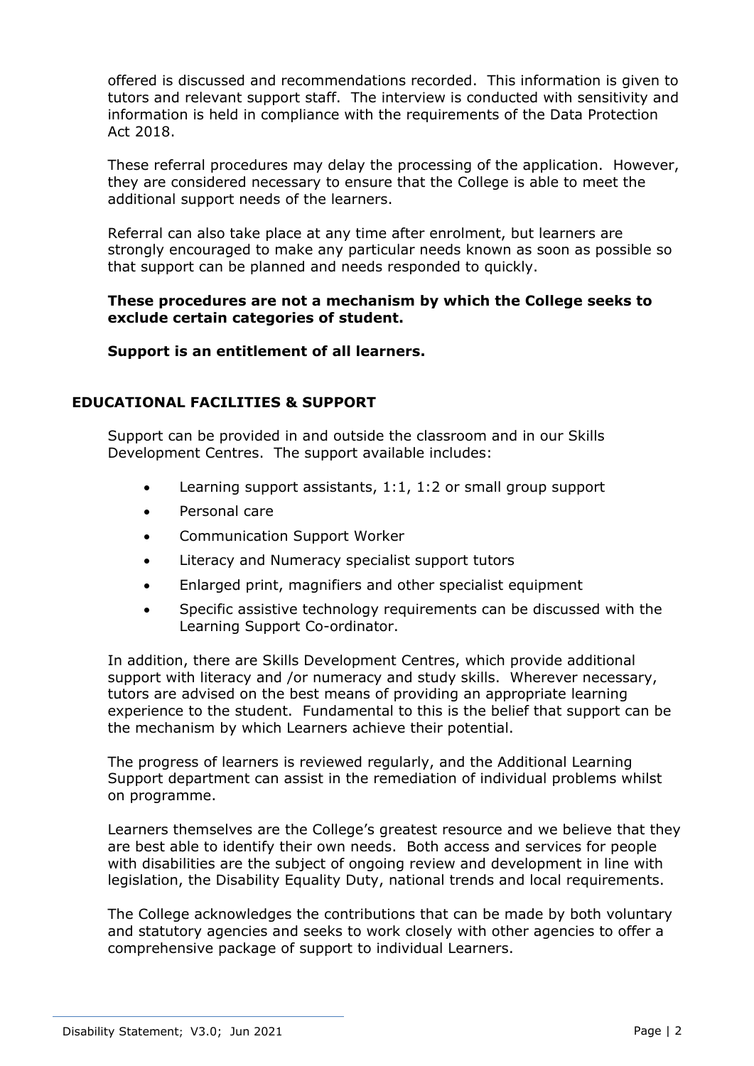offered is discussed and recommendations recorded. This information is given to tutors and relevant support staff. The interview is conducted with sensitivity and information is held in compliance with the requirements of the Data Protection Act 2018.

These referral procedures may delay the processing of the application. However, they are considered necessary to ensure that the College is able to meet the additional support needs of the learners.

Referral can also take place at any time after enrolment, but learners are strongly encouraged to make any particular needs known as soon as possible so that support can be planned and needs responded to quickly.

**These procedures are not a mechanism by which the College seeks to exclude certain categories of student.**

**Support is an entitlement of all learners.**

## EDUCATIONAL FACILITIES & SUPPORT

Support can be provided in and outside the classroom and in our Skills Development Centres. The support available includes:

- Learning support assistants, 1:1, 1:2 or small group support
- Personal care
- Communication Support Worker
- Literacy and Numeracy specialist support tutors
- Enlarged print, magnifiers and other specialist equipment
- Specific assistive technology requirements can be discussed with the Learning Support Co-ordinator.

In addition, there are Skills Development Centres, which provide additional support with literacy and /or numeracy and study skills. Wherever necessary, tutors are advised on the best means of providing an appropriate learning experience to the student. Fundamental to this is the belief that support can be the mechanism by which Learners achieve their potential.

The progress of learners is reviewed regularly, and the Additional Learning Support department can assist in the remediation of individual problems whilst on programme.

Learners themselves are the College's greatest resource and we believe that they are best able to identify their own needs. Both access and services for people with disabilities are the subject of ongoing review and development in line with legislation, the Disability Equality Duty, national trends and local requirements.

The College acknowledges the contributions that can be made by both voluntary and statutory agencies and seeks to work closely with other agencies to offer a comprehensive package of support to individual Learners.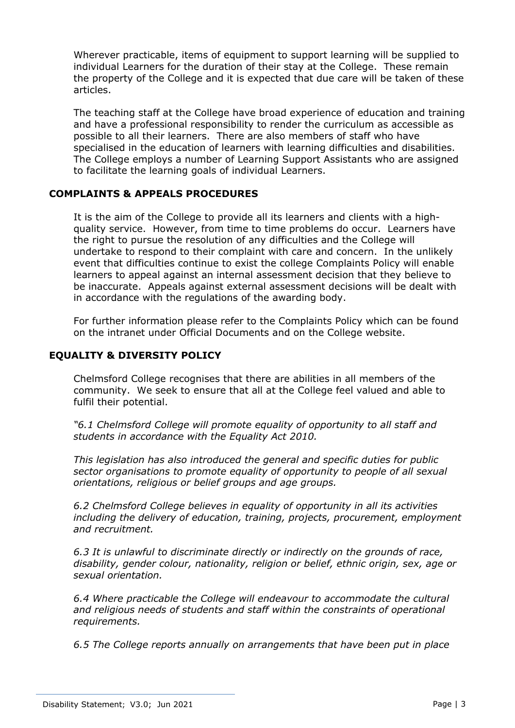Wherever practicable, items of equipment to support learning will be supplied to individual Learners for the duration of their stay at the College. These remain the property of the College and it is expected that due care will be taken of these articles.

The teaching staff at the College have broad experience of education and training and have a professional responsibility to render the curriculum as accessible as possible to all their learners. There are also members of staff who have specialised in the education of learners with learning difficulties and disabilities. The College employs a number of Learning Support Assistants who are assigned to facilitate the learning goals of individual Learners.

## COMPLAINTS & APPEALS PROCEDURES

It is the aim of the College to provide all its learners and clients with a high-quality service. However, from time to time problems do occur. Learners have the right to pursue the resolution of any difficulties and the College will undertake to respond to their complaint with care and concern. In the unlikely event that difficulties continue to exist the college Complaints Policy will enable learners to appeal against an internal assessment decision that they believe to be inaccurate. Appeals against external assessment decisions will be dealt with in accordance with the regulations of the awarding body.

For further information please refer to the Complaints Policy which can be found on the intranet under Official Documents and on the College website.

## EQUALITY & DIVERSITY POLICY

Chelmsford College recognises that there are abilities in all members of the community. We seek to ensure that all at the College feel valued and able to fulfil their potential.

*"6.1 Chelmsford College will promote equality of opportunity to all staff and students in accordance with the Equality Act 2010.*

*This legislation has also introduced the general and specific duties for public sector organisations to promote equality of opportunity to people of all sexual orientations, religious or belief groups and age groups.*

*6.2 Chelmsford College believes in equality of opportunity in all its activities including the delivery of education, training, projects, procurement, employment and recruitment.*

*6.3 It is unlawful to discriminate directly or indirectly on the grounds of race, disability, gender colour, nationality, religion or belief, ethnic origin, sex, age or sexual orientation.*

*6.4 Where practicable the College will endeavour to accommodate the cultural and religious needs of students and staff within the constraints of operational requirements.*

*6.5 The College reports annually on arrangements that have been put in place*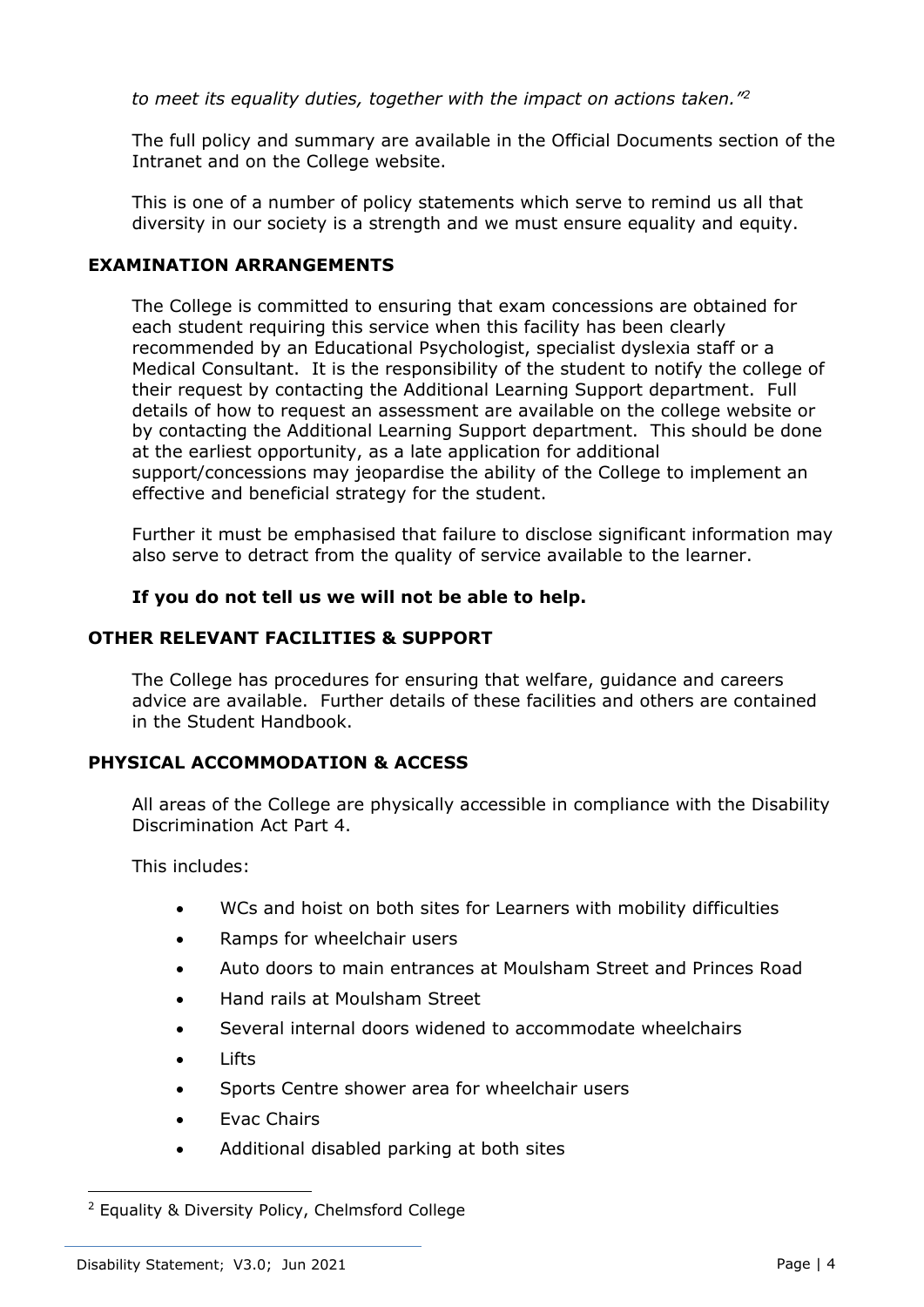*to meet its equality duties, together with the impact on actions taken."*[2]

The full policy and summary are available in the Official Documents section of the Intranet and on the College website.

This is one of a number of policy statements which serve to remind us all that diversity in our society is a strength and we must ensure equality and equity.

## EXAMINATION ARRANGEMENTS

The College is committed to ensuring that exam concessions are obtained for each student requiring this service when this facility has been clearly recommended by an Educational Psychologist, specialist dyslexia staff or a Medical Consultant. It is the responsibility of the student to notify the college of their request by contacting the Additional Learning Support department. Full details of how to request an assessment are available on the college website or by contacting the Additional Learning Support department. This should be done at the earliest opportunity, as a late application for additional support/concessions may jeopardise the ability of the College to implement an effective and beneficial strategy for the student.

Further it must be emphasised that failure to disclose significant information may also serve to detract from the quality of service available to the learner.

**If you do not tell us we will not be able to help.**

## OTHER RELEVANT FACILITIES & SUPPORT

The College has procedures for ensuring that welfare, guidance and careers advice are available. Further details of these facilities and others are contained in the Student Handbook.

## PHYSICAL ACCOMMODATION & ACCESS

All areas of the College are physically accessible in compliance with the Disability Discrimination Act Part 4.

This includes:

- WCs and hoist on both sites for Learners with mobility difficulties
- Ramps for wheelchair users
- Auto doors to main entrances at Moulsham Street and Princes Road
- Hand rails at Moulsham Street
- Several internal doors widened to accommodate wheelchairs
- Lifts
- Sports Centre shower area for wheelchair users
- Evac Chairs
- Additional disabled parking at both sites

[2] Equality & Diversity Policy, Chelmsford College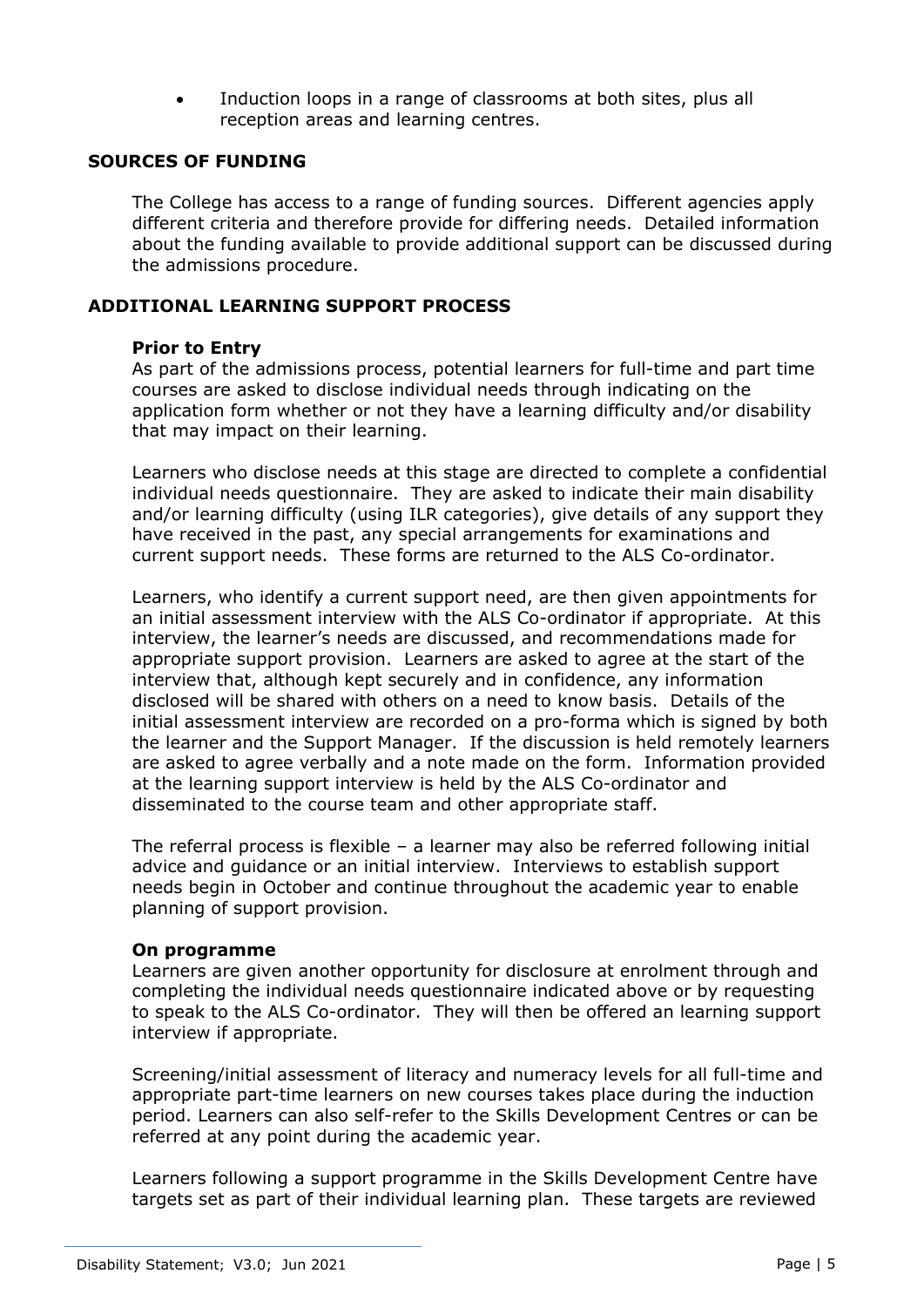- Induction loops in a range of classrooms at both sites, plus all reception areas and learning centres.

## SOURCES OF FUNDING

The College has access to a range of funding sources. Different agencies apply different criteria and therefore provide for differing needs. Detailed information about the funding available to provide additional support can be discussed during the admissions procedure.

## ADDITIONAL LEARNING SUPPORT PROCESS

### Prior to Entry

As part of the admissions process, potential learners for full-time and part time courses are asked to disclose individual needs through indicating on the application form whether or not they have a learning difficulty and/or disability that may impact on their learning.

Learners who disclose needs at this stage are directed to complete a confidential individual needs questionnaire. They are asked to indicate their main disability and/or learning difficulty (using ILR categories), give details of any support they have received in the past, any special arrangements for examinations and current support needs. These forms are returned to the ALS Co-ordinator.

Learners, who identify a current support need, are then given appointments for an initial assessment interview with the ALS Co-ordinator if appropriate. At this interview, the learner's needs are discussed, and recommendations made for appropriate support provision. Learners are asked to agree at the start of the interview that, although kept securely and in confidence, any information disclosed will be shared with others on a need to know basis. Details of the initial assessment interview are recorded on a pro-forma which is signed by both the learner and the Support Manager. If the discussion is held remotely learners are asked to agree verbally and a note made on the form. Information provided at the learning support interview is held by the ALS Co-ordinator and disseminated to the course team and other appropriate staff.

The referral process is flexible – a learner may also be referred following initial advice and guidance or an initial interview. Interviews to establish support needs begin in October and continue throughout the academic year to enable planning of support provision.

### On programme

Learners are given another opportunity for disclosure at enrolment through and completing the individual needs questionnaire indicated above or by requesting to speak to the ALS Co-ordinator. They will then be offered an learning support interview if appropriate.

Screening/initial assessment of literacy and numeracy levels for all full-time and appropriate part-time learners on new courses takes place during the induction period. Learners can also self-refer to the Skills Development Centres or can be referred at any point during the academic year.

Learners following a support programme in the Skills Development Centre have targets set as part of their individual learning plan. These targets are reviewed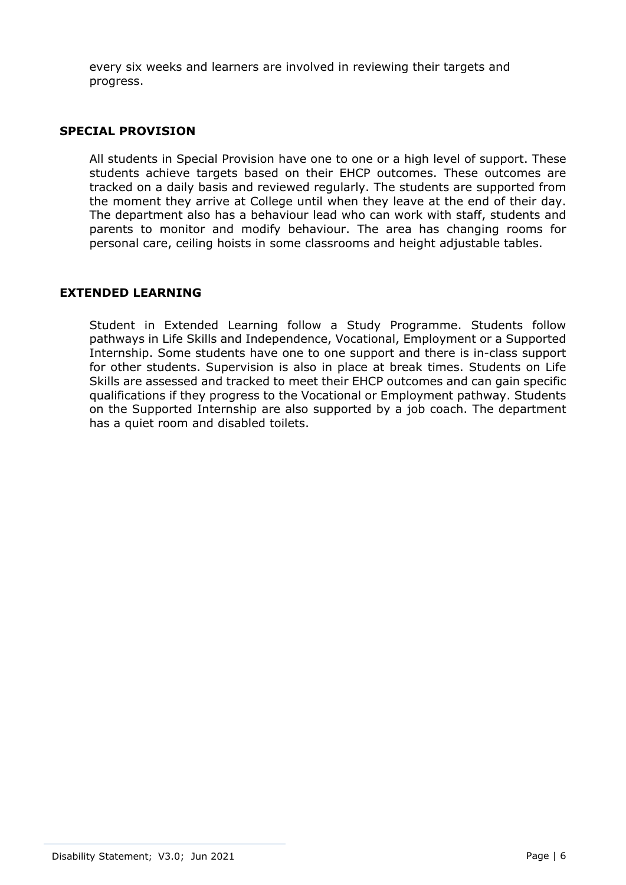every six weeks and learners are involved in reviewing their targets and progress.

## SPECIAL PROVISION

All students in Special Provision have one to one or a high level of support. These students achieve targets based on their EHCP outcomes. These outcomes are tracked on a daily basis and reviewed regularly. The students are supported from the moment they arrive at College until when they leave at the end of their day. The department also has a behaviour lead who can work with staff, students and parents to monitor and modify behaviour. The area has changing rooms for personal care, ceiling hoists in some classrooms and height adjustable tables.

## EXTENDED LEARNING

Student in Extended Learning follow a Study Programme. Students follow pathways in Life Skills and Independence, Vocational, Employment or a Supported Internship. Some students have one to one support and there is in-class support for other students. Supervision is also in place at break times. Students on Life Skills are assessed and tracked to meet their EHCP outcomes and can gain specific qualifications if they progress to the Vocational or Employment pathway. Students on the Supported Internship are also supported by a job coach. The department has a quiet room and disabled toilets.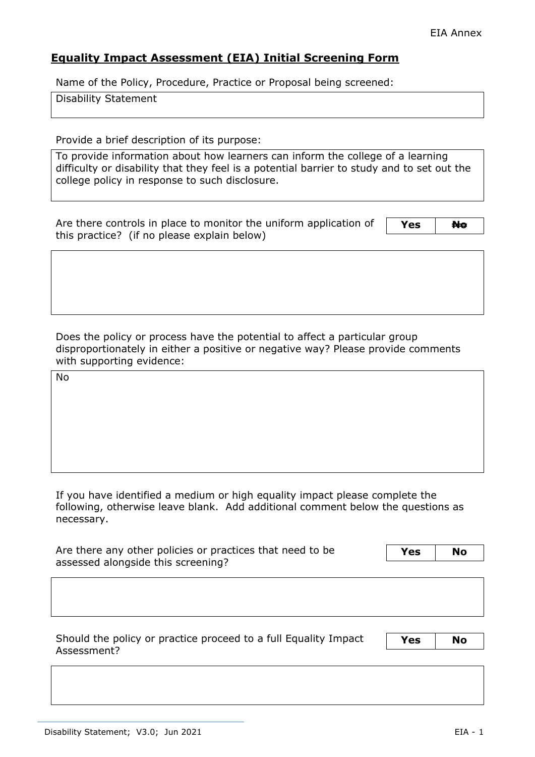## Equality Impact Assessment (EIA) Initial Screening Form

Name of the Policy, Procedure, Practice or Proposal being screened:

Disability Statement

Provide a brief description of its purpose:

To provide information about how learners can inform the college of a learning difficulty or disability that they feel is a potential barrier to study and to set out the college policy in response to such disclosure.

Are there controls in place to monitor the uniform application of this practice? (if no please explain below)

| **Yes** | **~~No~~** |
|---|---|

Does the policy or process have the potential to affect a particular group disproportionately in either a positive or negative way? Please provide comments with supporting evidence:

No

If you have identified a medium or high equality impact please complete the following, otherwise leave blank. Add additional comment below the questions as necessary.

Are there any other policies or practices that need to be assessed alongside this screening?

| **Yes** | **No** |
|---|---|

Should the policy or practice proceed to a full Equality Impact Assessment?

| **Yes** | **No** |
|---|---|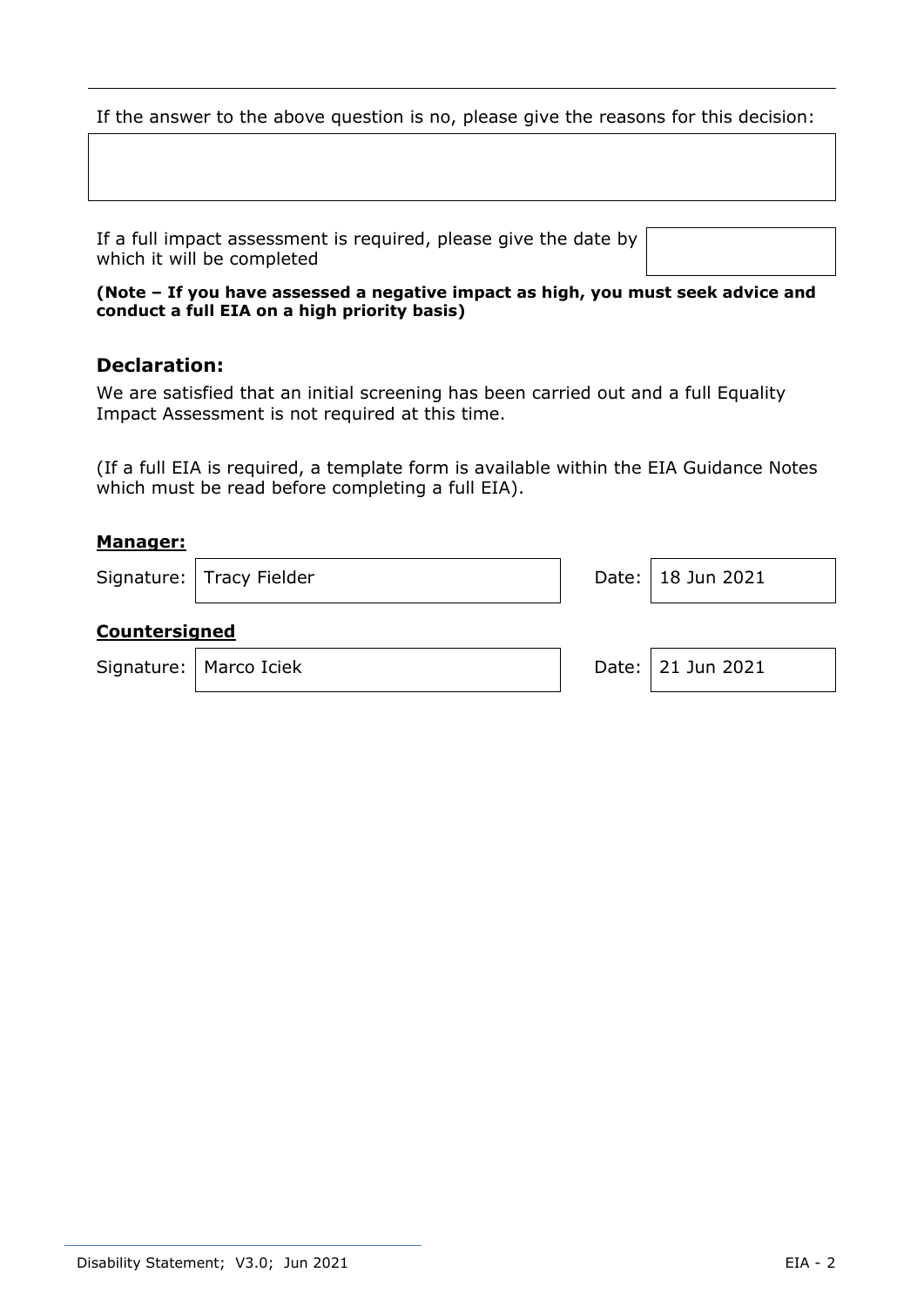If the answer to the above question is no, please give the reasons for this decision:

| |
|---|
| |

If a full impact assessment is required, please give the date by which it will be completed

| |
|---|
| |

**(Note – If you have assessed a negative impact as high, you must seek advice and conduct a full EIA on a high priority basis)**

## Declaration:

We are satisfied that an initial screening has been carried out and a full Equality Impact Assessment is not required at this time.

(If a full EIA is required, a template form is available within the EIA Guidance Notes which must be read before completing a full EIA).

**Manager:**

| | | | |
|---|---|---|---|
| Signature: | Tracy Fielder | Date: | 18 Jun 2021 |

**Countersigned**

| | | | |
|---|---|---|---|
| Signature: | Marco Iciek | Date: | 21 Jun 2021 |